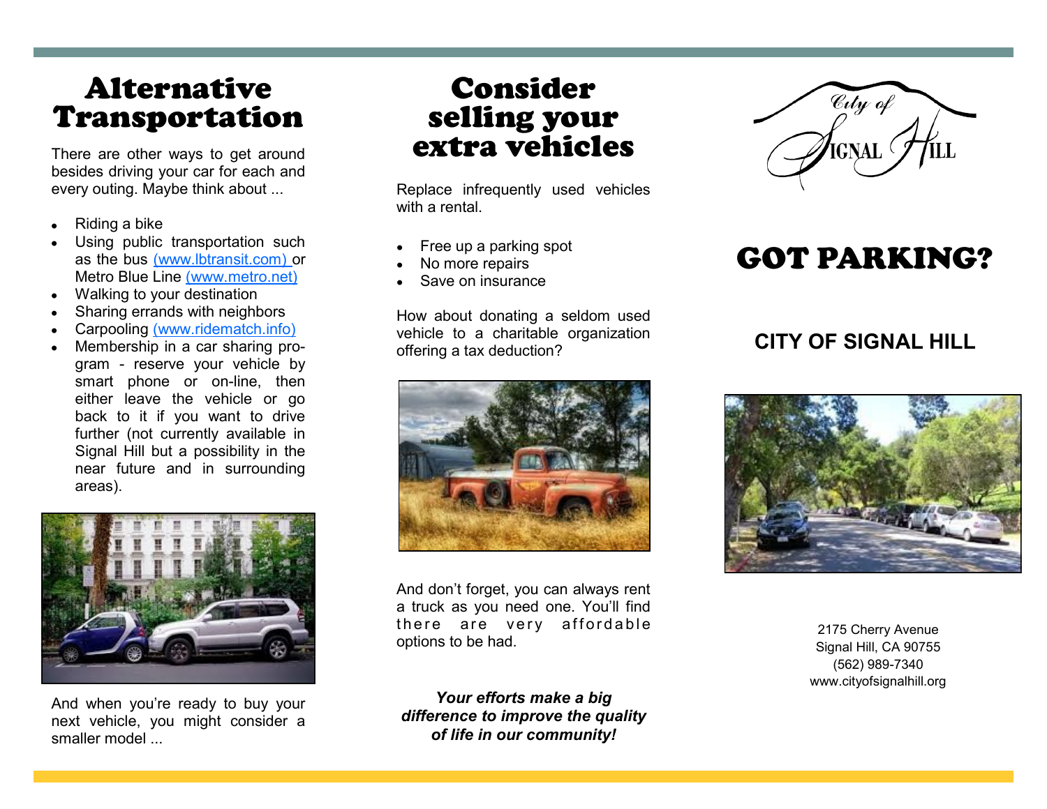# Alternative Transportation

There are other ways to get around besides driving your car for each and every outing. Maybe think about ...

- Riding a bike
- Using public transportation such as the bus (www.lbtransit.com) or Metro Blue Line (www.metro.net)
- Walking to your destination
- Sharing errands with neighbors
- Carpooling (www.ridematch.info)
- Membership in a car sharing program - reserve your vehicle by smart phone or on-line, then either leave the vehicle or go back to it if you want to drive further (not currently available in Signal Hill but a possibility in the near future and in surrounding areas).

And when you're ready to buy your next vehicle, you might consider a smaller model ...

# Consider selling your extra vehicles

Replace infrequently used vehicles with a rental.

- Free up a parking spot
- No more repairs
- Save on insurance

How about donating a seldom used vehicle to a charitable organization offering a tax deduction?

And don't forget, you can always rent a truck as you need one. You'll find there are very affordable options to be had.

***Your efforts make a big difference to improve the quality of life in our community!***

City of Signal Hill

# GOT PARKING?

## CITY OF SIGNAL HILL

2175 Cherry Avenue
Signal Hill, CA 90755
(562) 989-7340
www.cityofsignalhill.org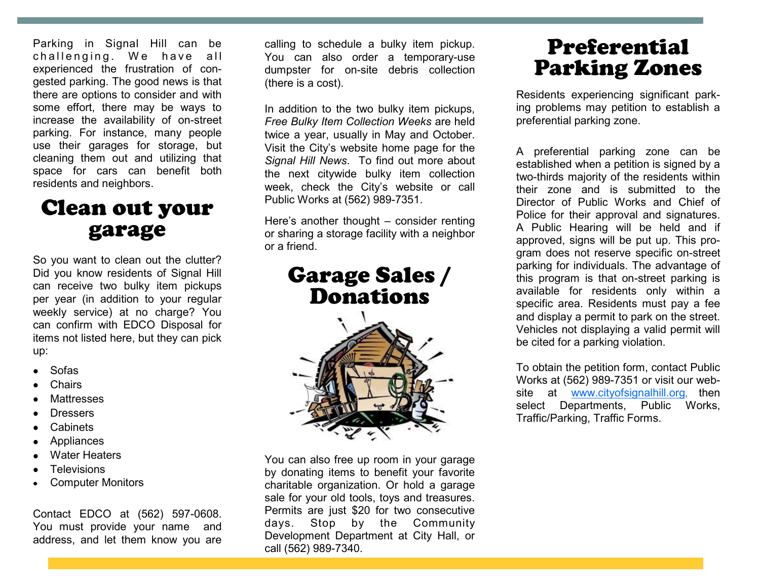Parking in Signal Hill can be challenging. We have all experienced the frustration of congested parking. The good news is that there are options to consider and with some effort, there may be ways to increase the availability of on-street parking. For instance, many people use their garages for storage, but cleaning them out and utilizing that space for cars can benefit both residents and neighbors.

# Clean out your garage

So you want to clean out the clutter? Did you know residents of Signal Hill can receive two bulky item pickups per year (in addition to your regular weekly service) at no charge? You can confirm with EDCO Disposal for items not listed here, but they can pick up:

- Sofas
- Chairs
- Mattresses
- Dressers
- Cabinets
- Appliances
- Water Heaters
- Televisions
- Computer Monitors

Contact EDCO at (562) 597-0608. You must provide your name and address, and let them know you are calling to schedule a bulky item pickup. You can also order a temporary-use dumpster for on-site debris collection (there is a cost).

In addition to the two bulky item pickups, *Free Bulky Item Collection Weeks* are held twice a year, usually in May and October. Visit the City's website home page for the *Signal Hill News*. To find out more about the next citywide bulky item collection week, check the City's website or call Public Works at (562) 989-7351.

Here's another thought – consider renting or sharing a storage facility with a neighbor or a friend.

# Garage Sales / Donations

You can also free up room in your garage by donating items to benefit your favorite charitable organization. Or hold a garage sale for your old tools, toys and treasures. Permits are just $20 for two consecutive days. Stop by the Community Development Department at City Hall, or call (562) 989-7340.

# Preferential Parking Zones

Residents experiencing significant parking problems may petition to establish a preferential parking zone.

A preferential parking zone can be established when a petition is signed by a two-thirds majority of the residents within their zone and is submitted to the Director of Public Works and Chief of Police for their approval and signatures. A Public Hearing will be held and if approved, signs will be put up. This program does not reserve specific on-street parking for individuals. The advantage of this program is that on-street parking is available for residents only within a specific area. Residents must pay a fee and display a permit to park on the street. Vehicles not displaying a valid permit will be cited for a parking violation.

To obtain the petition form, contact Public Works at (562) 989-7351 or visit our website at www.cityofsignalhill.org, then select Departments, Public Works, Traffic/Parking, Traffic Forms.